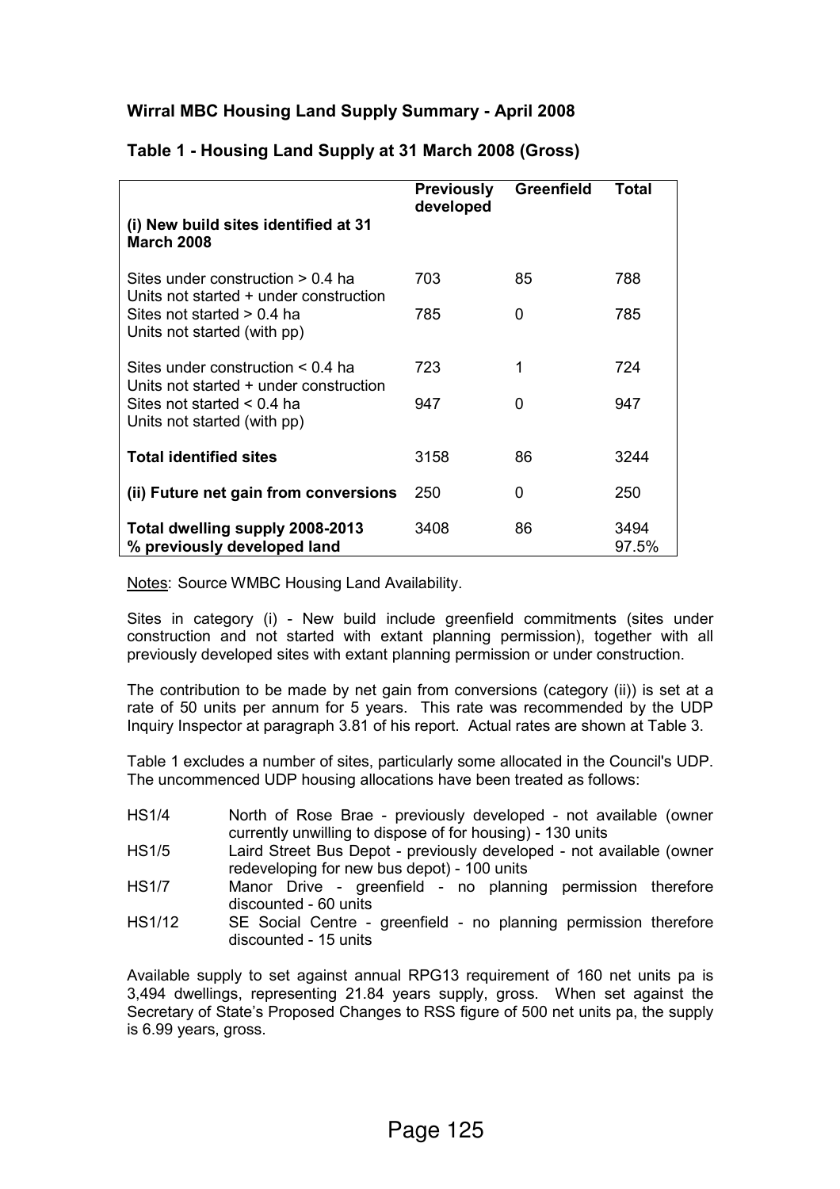## Wirral MBC Housing Land Supply Summary - April 2008

### Table 1 - Housing Land Supply at 31 March 2008 (Gross)

| (i) New build sites identified at 31 March 2008 | Previously developed | Greenfield | Total |
|---|---|---|---|
| Sites under construction > 0.4 ha<br>Units not started + under construction | 703 | 85 | 788 |
| Sites not started > 0.4 ha<br>Units not started (with pp) | 785 | 0 | 785 |
| Sites under construction < 0.4 ha<br>Units not started + under construction | 723 | 1 | 724 |
| Sites not started < 0.4 ha<br>Units not started (with pp) | 947 | 0 | 947 |
| **Total identified sites** | 3158 | 86 | 3244 |
| **(ii) Future net gain from conversions** | 250 | 0 | 250 |
| **Total dwelling supply 2008-2013**<br>**% previously developed land** | 3408 | 86 | 3494<br>97.5% |

Notes: Source WMBC Housing Land Availability.

Sites in category (i) - New build include greenfield commitments (sites under construction and not started with extant planning permission), together with all previously developed sites with extant planning permission or under construction.

The contribution to be made by net gain from conversions (category (ii)) is set at a rate of 50 units per annum for 5 years. This rate was recommended by the UDP Inquiry Inspector at paragraph 3.81 of his report. Actual rates are shown at Table 3.

Table 1 excludes a number of sites, particularly some allocated in the Council's UDP. The uncommenced UDP housing allocations have been treated as follows:

- HS1/4 North of Rose Brae - previously developed - not available (owner currently unwilling to dispose of for housing) - 130 units
- HS1/5 Laird Street Bus Depot - previously developed - not available (owner redeveloping for new bus depot) - 100 units
- HS1/7 Manor Drive - greenfield - no planning permission therefore discounted - 60 units
- HS1/12 SE Social Centre - greenfield - no planning permission therefore discounted - 15 units

Available supply to set against annual RPG13 requirement of 160 net units pa is 3,494 dwellings, representing 21.84 years supply, gross. When set against the Secretary of State's Proposed Changes to RSS figure of 500 net units pa, the supply is 6.99 years, gross.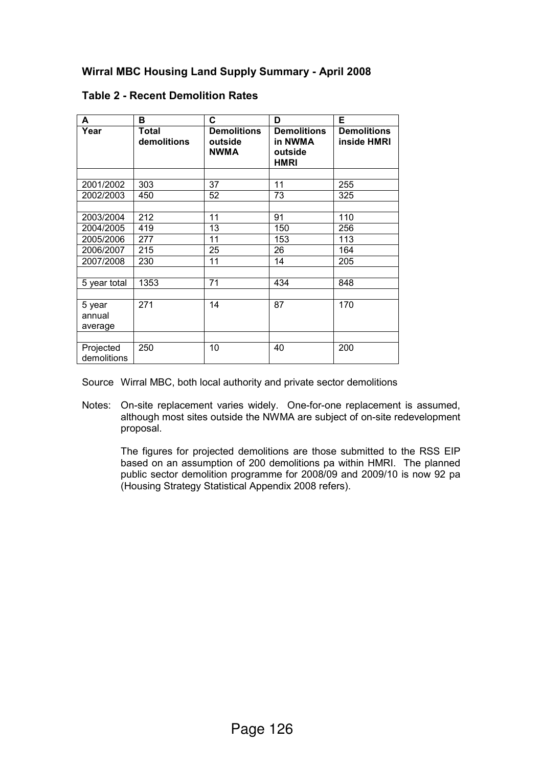**Wirral MBC Housing Land Supply Summary - April 2008**

**Table 2 - Recent Demolition Rates**

| A | B | C | D | E |
|---|---|---|---|---|
| **Year** | **Total demolitions** | **Demolitions outside NWMA** | **Demolitions in NWMA outside HMRI** | **Demolitions inside HMRI** |
| | | | | |
| 2001/2002 | 303 | 37 | 11 | 255 |
| 2002/2003 | 450 | 52 | 73 | 325 |
| | | | | |
| 2003/2004 | 212 | 11 | 91 | 110 |
| 2004/2005 | 419 | 13 | 150 | 256 |
| 2005/2006 | 277 | 11 | 153 | 113 |
| 2006/2007 | 215 | 25 | 26 | 164 |
| 2007/2008 | 230 | 11 | 14 | 205 |
| | | | | |
| 5 year total | 1353 | 71 | 434 | 848 |
| | | | | |
| 5 year annual average | 271 | 14 | 87 | 170 |
| | | | | |
| Projected demolitions | 250 | 10 | 40 | 200 |

Source Wirral MBC, both local authority and private sector demolitions

Notes: On-site replacement varies widely. One-for-one replacement is assumed, although most sites outside the NWMA are subject of on-site redevelopment proposal.

The figures for projected demolitions are those submitted to the RSS EIP based on an assumption of 200 demolitions pa within HMRI. The planned public sector demolition programme for 2008/09 and 2009/10 is now 92 pa (Housing Strategy Statistical Appendix 2008 refers).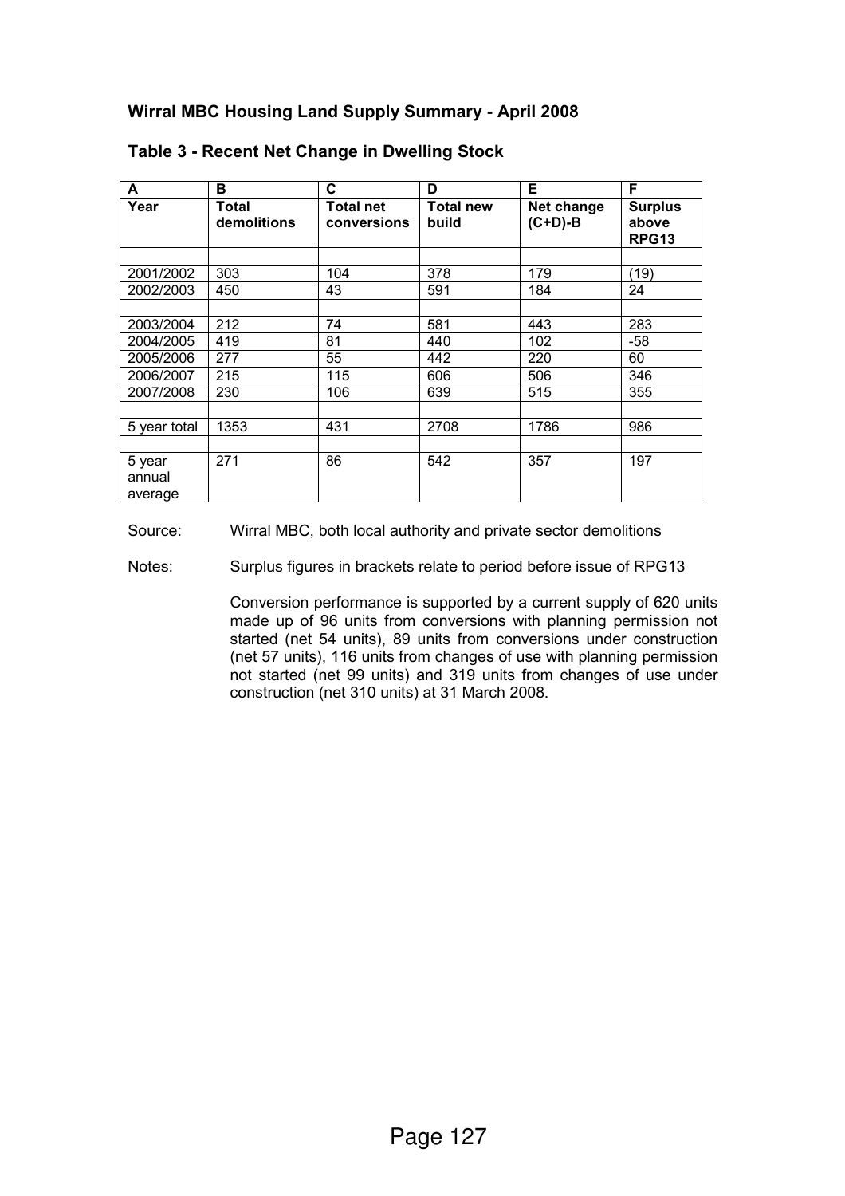**Wirral MBC Housing Land Supply Summary - April 2008**

**Table 3 - Recent Net Change in Dwelling Stock**

| A | B | C | D | E | F |
|---|---|---|---|---|---|
| **Year** | **Total demolitions** | **Total net conversions** | **Total new build** | **Net change (C+D)-B** | **Surplus above RPG13** |
| | | | | | |
| 2001/2002 | 303 | 104 | 378 | 179 | (19) |
| 2002/2003 | 450 | 43 | 591 | 184 | 24 |
| | | | | | |
| 2003/2004 | 212 | 74 | 581 | 443 | 283 |
| 2004/2005 | 419 | 81 | 440 | 102 | -58 |
| 2005/2006 | 277 | 55 | 442 | 220 | 60 |
| 2006/2007 | 215 | 115 | 606 | 506 | 346 |
| 2007/2008 | 230 | 106 | 639 | 515 | 355 |
| | | | | | |
| 5 year total | 1353 | 431 | 2708 | 1786 | 986 |
| | | | | | |
| 5 year annual average | 271 | 86 | 542 | 357 | 197 |

Source: Wirral MBC, both local authority and private sector demolitions

Notes: Surplus figures in brackets relate to period before issue of RPG13

Conversion performance is supported by a current supply of 620 units made up of 96 units from conversions with planning permission not started (net 54 units), 89 units from conversions under construction (net 57 units), 116 units from changes of use with planning permission not started (net 99 units) and 319 units from changes of use under construction (net 310 units) at 31 March 2008.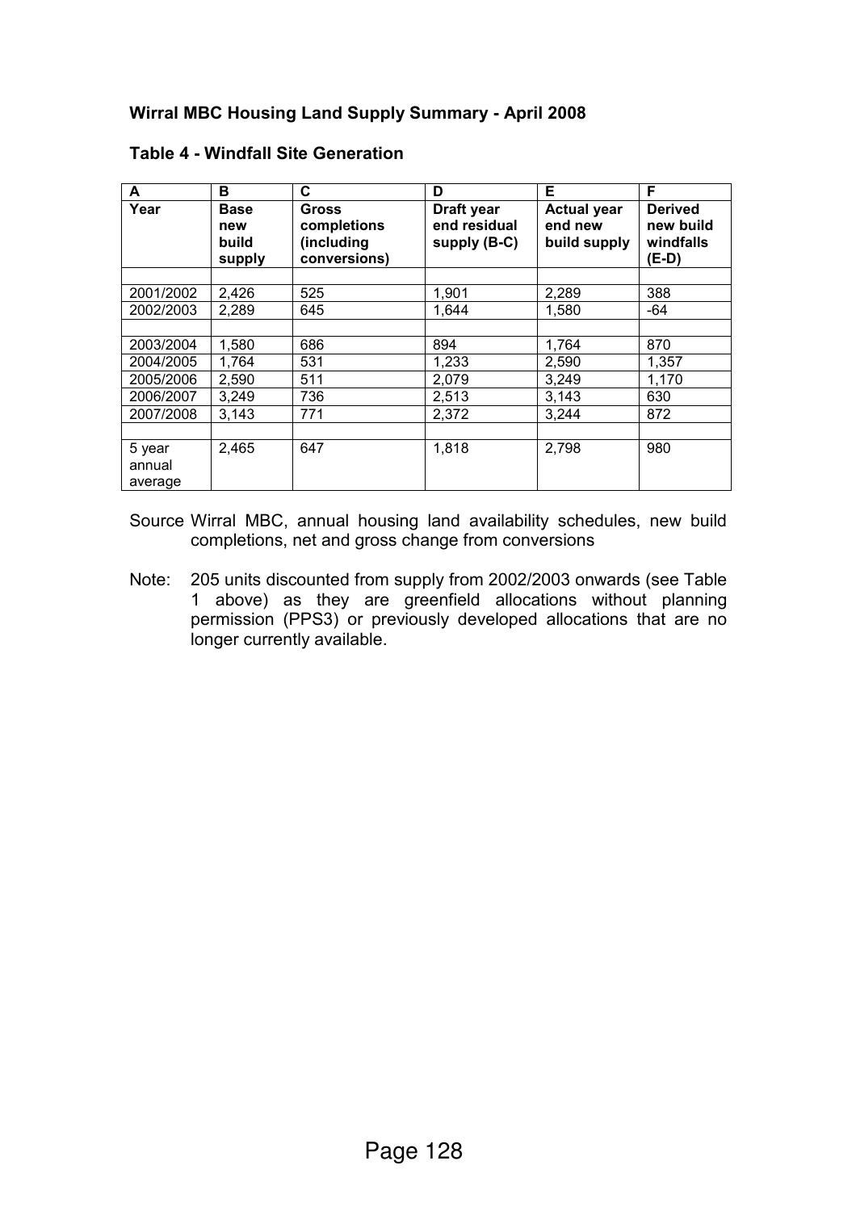**Wirral MBC Housing Land Supply Summary - April 2008**

**Table 4 - Windfall Site Generation**

| A | B | C | D | E | F |
|---|---|---|---|---|---|
| **Year** | **Base new build supply** | **Gross completions (including conversions)** | **Draft year end residual supply (B-C)** | **Actual year end new build supply** | **Derived new build windfalls (E-D)** |
| | | | | | |
| 2001/2002 | 2,426 | 525 | 1,901 | 2,289 | 388 |
| 2002/2003 | 2,289 | 645 | 1,644 | 1,580 | -64 |
| | | | | | |
| 2003/2004 | 1,580 | 686 | 894 | 1,764 | 870 |
| 2004/2005 | 1,764 | 531 | 1,233 | 2,590 | 1,357 |
| 2005/2006 | 2,590 | 511 | 2,079 | 3,249 | 1,170 |
| 2006/2007 | 3,249 | 736 | 2,513 | 3,143 | 630 |
| 2007/2008 | 3,143 | 771 | 2,372 | 3,244 | 872 |
| | | | | | |
| 5 year annual average | 2,465 | 647 | 1,818 | 2,798 | 980 |

Source Wirral MBC, annual housing land availability schedules, new build completions, net and gross change from conversions

Note: 205 units discounted from supply from 2002/2003 onwards (see Table 1 above) as they are greenfield allocations without planning permission (PPS3) or previously developed allocations that are no longer currently available.